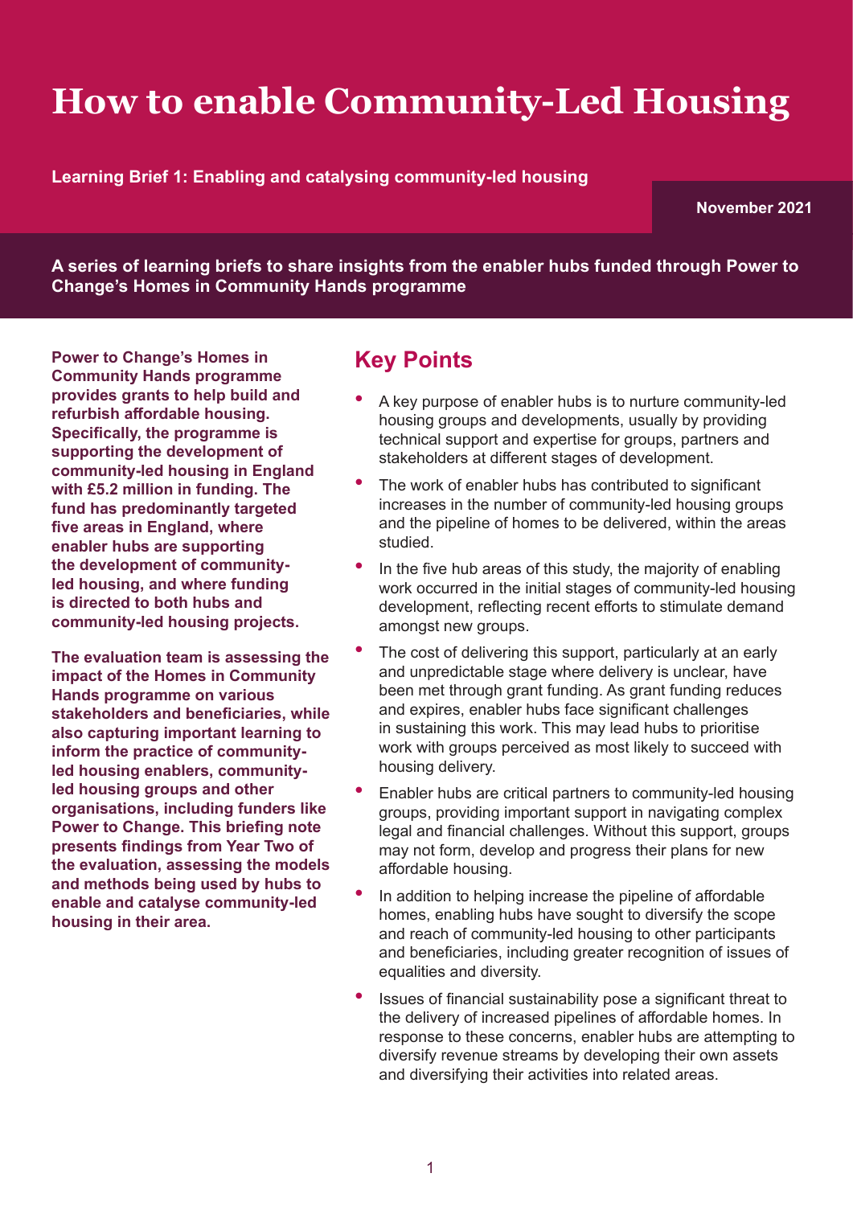# How to enable Community-Led Housing

**Learning Brief 1: Enabling and catalysing community-led housing**

**November 2021**

**A series of learning briefs to share insights from the enabler hubs funded through Power to Change's Homes in Community Hands programme**

**Power to Change's Homes in Community Hands programme provides grants to help build and refurbish affordable housing. Specifically, the programme is supporting the development of community-led housing in England with £5.2 million in funding. The fund has predominantly targeted five areas in England, where enabler hubs are supporting the development of community-led housing, and where funding is directed to both hubs and community-led housing projects.**

**The evaluation team is assessing the impact of the Homes in Community Hands programme on various stakeholders and beneficiaries, while also capturing important learning to inform the practice of community-led housing enablers, community-led housing groups and other organisations, including funders like Power to Change. This briefing note presents findings from Year Two of the evaluation, assessing the models and methods being used by hubs to enable and catalyse community-led housing in their area.**

## Key Points

- A key purpose of enabler hubs is to nurture community-led housing groups and developments, usually by providing technical support and expertise for groups, partners and stakeholders at different stages of development.
- The work of enabler hubs has contributed to significant increases in the number of community-led housing groups and the pipeline of homes to be delivered, within the areas studied.
- In the five hub areas of this study, the majority of enabling work occurred in the initial stages of community-led housing development, reflecting recent efforts to stimulate demand amongst new groups.
- The cost of delivering this support, particularly at an early and unpredictable stage where delivery is unclear, have been met through grant funding. As grant funding reduces and expires, enabler hubs face significant challenges in sustaining this work. This may lead hubs to prioritise work with groups perceived as most likely to succeed with housing delivery.
- Enabler hubs are critical partners to community-led housing groups, providing important support in navigating complex legal and financial challenges. Without this support, groups may not form, develop and progress their plans for new affordable housing.
- In addition to helping increase the pipeline of affordable homes, enabling hubs have sought to diversify the scope and reach of community-led housing to other participants and beneficiaries, including greater recognition of issues of equalities and diversity.
- Issues of financial sustainability pose a significant threat to the delivery of increased pipelines of affordable homes. In response to these concerns, enabler hubs are attempting to diversify revenue streams by developing their own assets and diversifying their activities into related areas.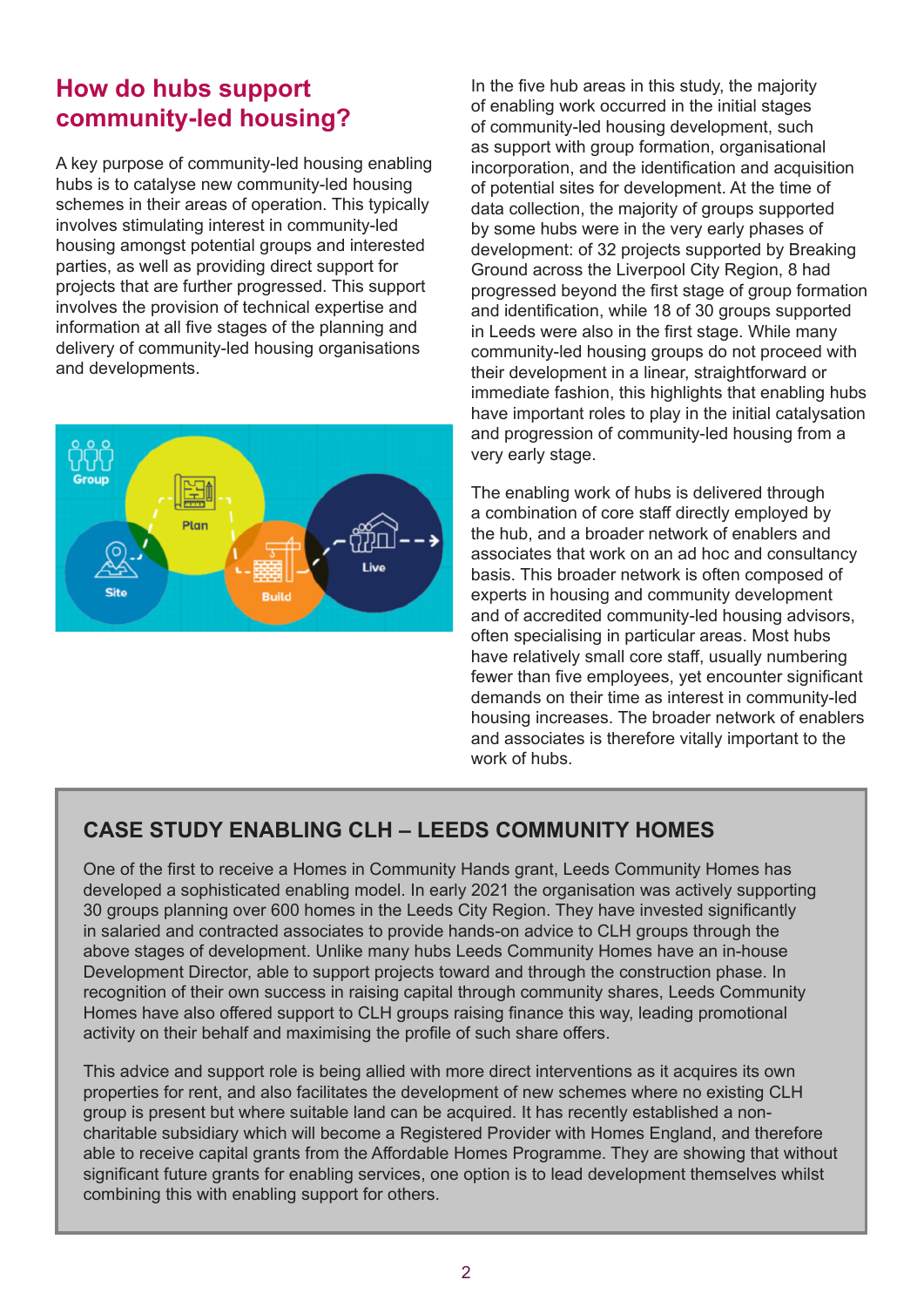## How do hubs support community-led housing?

A key purpose of community-led housing enabling hubs is to catalyse new community-led housing schemes in their areas of operation. This typically involves stimulating interest in community-led housing amongst potential groups and interested parties, as well as providing direct support for projects that are further progressed. This support involves the provision of technical expertise and information at all five stages of the planning and delivery of community-led housing organisations and developments.

In the five hub areas in this study, the majority of enabling work occurred in the initial stages of community-led housing development, such as support with group formation, organisational incorporation, and the identification and acquisition of potential sites for development. At the time of data collection, the majority of groups supported by some hubs were in the very early phases of development: of 32 projects supported by Breaking Ground across the Liverpool City Region, 8 had progressed beyond the first stage of group formation and identification, while 18 of 30 groups supported in Leeds were also in the first stage. While many community-led housing groups do not proceed with their development in a linear, straightforward or immediate fashion, this highlights that enabling hubs have important roles to play in the initial catalysation and progression of community-led housing from a very early stage.

The enabling work of hubs is delivered through a combination of core staff directly employed by the hub, and a broader network of enablers and associates that work on an ad hoc and consultancy basis. This broader network is often composed of experts in housing and community development and of accredited community-led housing advisors, often specialising in particular areas. Most hubs have relatively small core staff, usually numbering fewer than five employees, yet encounter significant demands on their time as interest in community-led housing increases. The broader network of enablers and associates is therefore vitally important to the work of hubs.

### CASE STUDY ENABLING CLH – LEEDS COMMUNITY HOMES

One of the first to receive a Homes in Community Hands grant, Leeds Community Homes has developed a sophisticated enabling model. In early 2021 the organisation was actively supporting 30 groups planning over 600 homes in the Leeds City Region. They have invested significantly in salaried and contracted associates to provide hands-on advice to CLH groups through the above stages of development. Unlike many hubs Leeds Community Homes have an in-house Development Director, able to support projects toward and through the construction phase. In recognition of their own success in raising capital through community shares, Leeds Community Homes have also offered support to CLH groups raising finance this way, leading promotional activity on their behalf and maximising the profile of such share offers.

This advice and support role is being allied with more direct interventions as it acquires its own properties for rent, and also facilitates the development of new schemes where no existing CLH group is present but where suitable land can be acquired. It has recently established a non-charitable subsidiary which will become a Registered Provider with Homes England, and therefore able to receive capital grants from the Affordable Homes Programme. They are showing that without significant future grants for enabling services, one option is to lead development themselves whilst combining this with enabling support for others.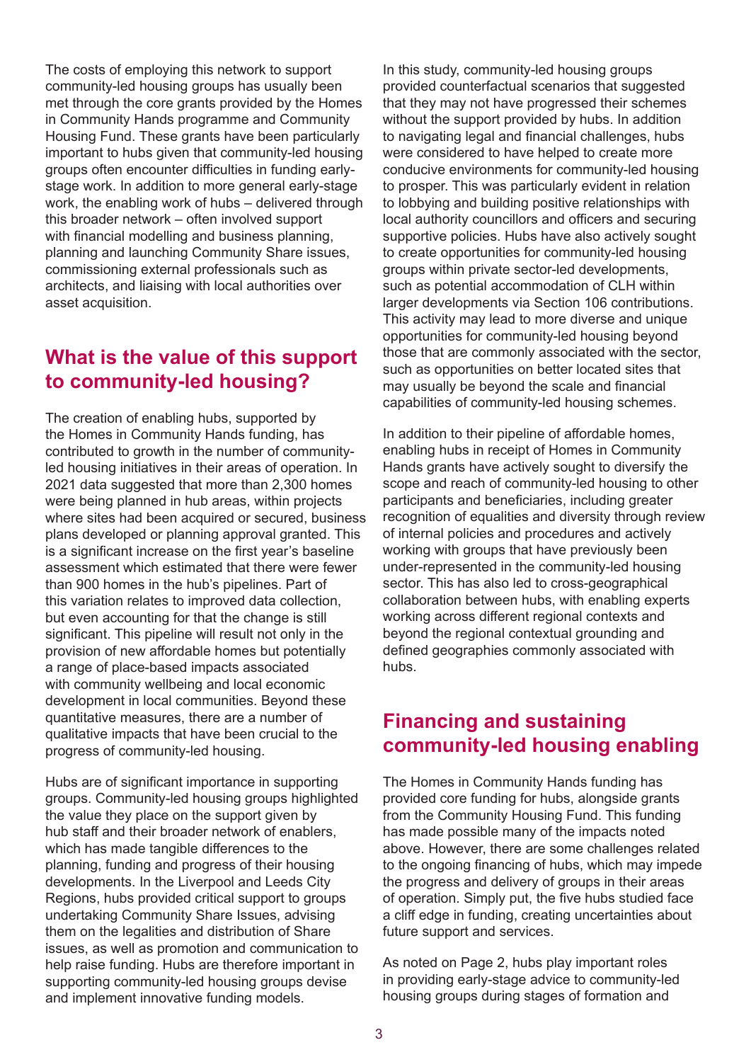The costs of employing this network to support community-led housing groups has usually been met through the core grants provided by the Homes in Community Hands programme and Community Housing Fund. These grants have been particularly important to hubs given that community-led housing groups often encounter difficulties in funding early-stage work. In addition to more general early-stage work, the enabling work of hubs – delivered through this broader network – often involved support with financial modelling and business planning, planning and launching Community Share issues, commissioning external professionals such as architects, and liaising with local authorities over asset acquisition.

## What is the value of this support to community-led housing?

The creation of enabling hubs, supported by the Homes in Community Hands funding, has contributed to growth in the number of community-led housing initiatives in their areas of operation. In 2021 data suggested that more than 2,300 homes were being planned in hub areas, within projects where sites had been acquired or secured, business plans developed or planning approval granted. This is a significant increase on the first year's baseline assessment which estimated that there were fewer than 900 homes in the hub's pipelines. Part of this variation relates to improved data collection, but even accounting for that the change is still significant. This pipeline will result not only in the provision of new affordable homes but potentially a range of place-based impacts associated with community wellbeing and local economic development in local communities. Beyond these quantitative measures, there are a number of qualitative impacts that have been crucial to the progress of community-led housing.

Hubs are of significant importance in supporting groups. Community-led housing groups highlighted the value they place on the support given by hub staff and their broader network of enablers, which has made tangible differences to the planning, funding and progress of their housing developments. In the Liverpool and Leeds City Regions, hubs provided critical support to groups undertaking Community Share Issues, advising them on the legalities and distribution of Share issues, as well as promotion and communication to help raise funding. Hubs are therefore important in supporting community-led housing groups devise and implement innovative funding models.

In this study, community-led housing groups provided counterfactual scenarios that suggested that they may not have progressed their schemes without the support provided by hubs. In addition to navigating legal and financial challenges, hubs were considered to have helped to create more conducive environments for community-led housing to prosper. This was particularly evident in relation to lobbying and building positive relationships with local authority councillors and officers and securing supportive policies. Hubs have also actively sought to create opportunities for community-led housing groups within private sector-led developments, such as potential accommodation of CLH within larger developments via Section 106 contributions. This activity may lead to more diverse and unique opportunities for community-led housing beyond those that are commonly associated with the sector, such as opportunities on better located sites that may usually be beyond the scale and financial capabilities of community-led housing schemes.

In addition to their pipeline of affordable homes, enabling hubs in receipt of Homes in Community Hands grants have actively sought to diversify the scope and reach of community-led housing to other participants and beneficiaries, including greater recognition of equalities and diversity through review of internal policies and procedures and actively working with groups that have previously been under-represented in the community-led housing sector. This has also led to cross-geographical collaboration between hubs, with enabling experts working across different regional contexts and beyond the regional contextual grounding and defined geographies commonly associated with hubs.

## Financing and sustaining community-led housing enabling

The Homes in Community Hands funding has provided core funding for hubs, alongside grants from the Community Housing Fund. This funding has made possible many of the impacts noted above. However, there are some challenges related to the ongoing financing of hubs, which may impede the progress and delivery of groups in their areas of operation. Simply put, the five hubs studied face a cliff edge in funding, creating uncertainties about future support and services.

As noted on Page 2, hubs play important roles in providing early-stage advice to community-led housing groups during stages of formation and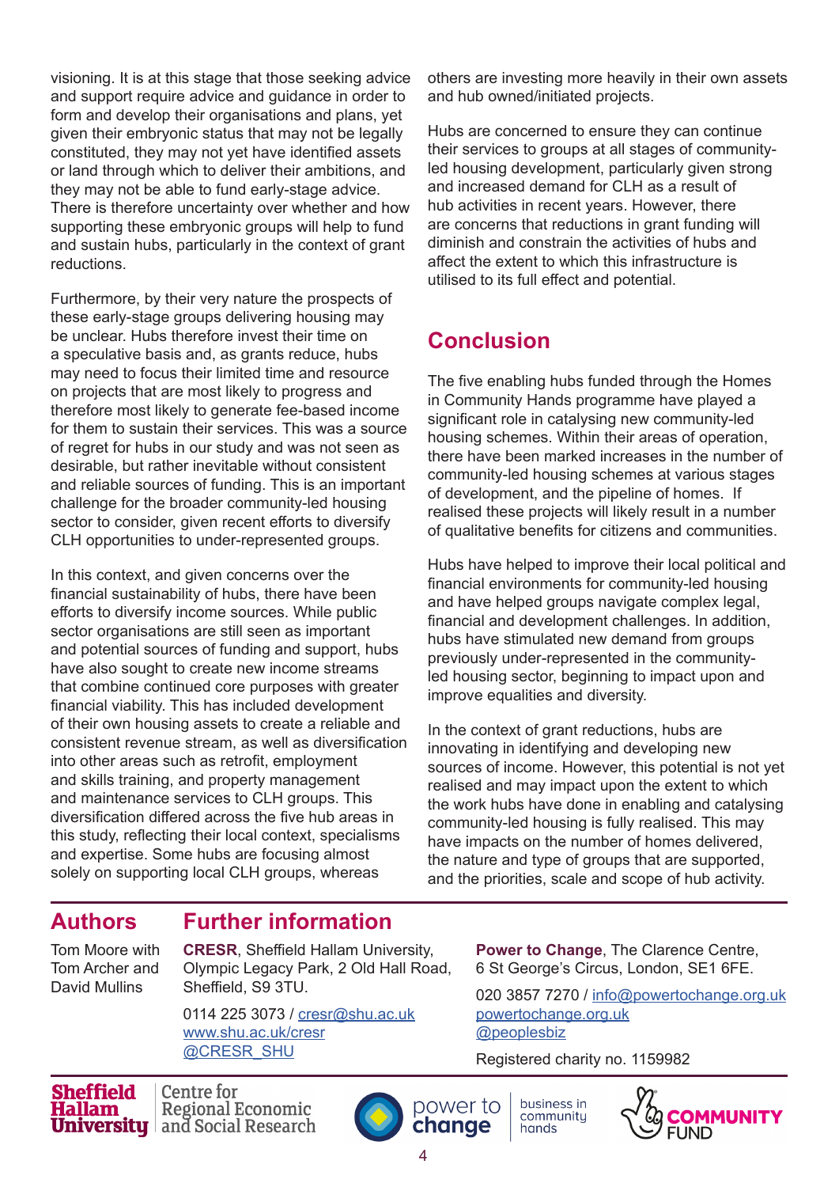visioning. It is at this stage that those seeking advice and support require advice and guidance in order to form and develop their organisations and plans, yet given their embryonic status that may not be legally constituted, they may not yet have identified assets or land through which to deliver their ambitions, and they may not be able to fund early-stage advice. There is therefore uncertainty over whether and how supporting these embryonic groups will help to fund and sustain hubs, particularly in the context of grant reductions.

Furthermore, by their very nature the prospects of these early-stage groups delivering housing may be unclear. Hubs therefore invest their time on a speculative basis and, as grants reduce, hubs may need to focus their limited time and resource on projects that are most likely to progress and therefore most likely to generate fee-based income for them to sustain their services. This was a source of regret for hubs in our study and was not seen as desirable, but rather inevitable without consistent and reliable sources of funding. This is an important challenge for the broader community-led housing sector to consider, given recent efforts to diversify CLH opportunities to under-represented groups.

In this context, and given concerns over the financial sustainability of hubs, there have been efforts to diversify income sources. While public sector organisations are still seen as important and potential sources of funding and support, hubs have also sought to create new income streams that combine continued core purposes with greater financial viability. This has included development of their own housing assets to create a reliable and consistent revenue stream, as well as diversification into other areas such as retrofit, employment and skills training, and property management and maintenance services to CLH groups. This diversification differed across the five hub areas in this study, reflecting their local context, specialisms and expertise. Some hubs are focusing almost solely on supporting local CLH groups, whereas others are investing more heavily in their own assets and hub owned/initiated projects.

Hubs are concerned to ensure they can continue their services to groups at all stages of community-led housing development, particularly given strong and increased demand for CLH as a result of hub activities in recent years. However, there are concerns that reductions in grant funding will diminish and constrain the activities of hubs and affect the extent to which this infrastructure is utilised to its full effect and potential.

## Conclusion

The five enabling hubs funded through the Homes in Community Hands programme have played a significant role in catalysing new community-led housing schemes. Within their areas of operation, there have been marked increases in the number of community-led housing schemes at various stages of development, and the pipeline of homes. If realised these projects will likely result in a number of qualitative benefits for citizens and communities.

Hubs have helped to improve their local political and financial environments for community-led housing and have helped groups navigate complex legal, financial and development challenges. In addition, hubs have stimulated new demand from groups previously under-represented in the community-led housing sector, beginning to impact upon and improve equalities and diversity.

In the context of grant reductions, hubs are innovating in identifying and developing new sources of income. However, this potential is not yet realised and may impact upon the extent to which the work hubs have done in enabling and catalysing community-led housing is fully realised. This may have impacts on the number of homes delivered, the nature and type of groups that are supported, and the priorities, scale and scope of hub activity.

## Authors

Tom Moore with Tom Archer and David Mullins

## Further information

**CRESR**, Sheffield Hallam University, Olympic Legacy Park, 2 Old Hall Road, Sheffield, S9 3TU.

0114 225 3073 / cresr@shu.ac.uk
www.shu.ac.uk/cresr
@CRESR_SHU

**Power to Change**, The Clarence Centre, 6 St George's Circus, London, SE1 6FE.

020 3857 7270 / info@powertochange.org.uk
powertochange.org.uk
@peoplesbiz

Registered charity no. 1159982

Sheffield Hallam University | Centre for Regional Economic and Social Research

power to change | business in community hands

COMMUNITY FUND